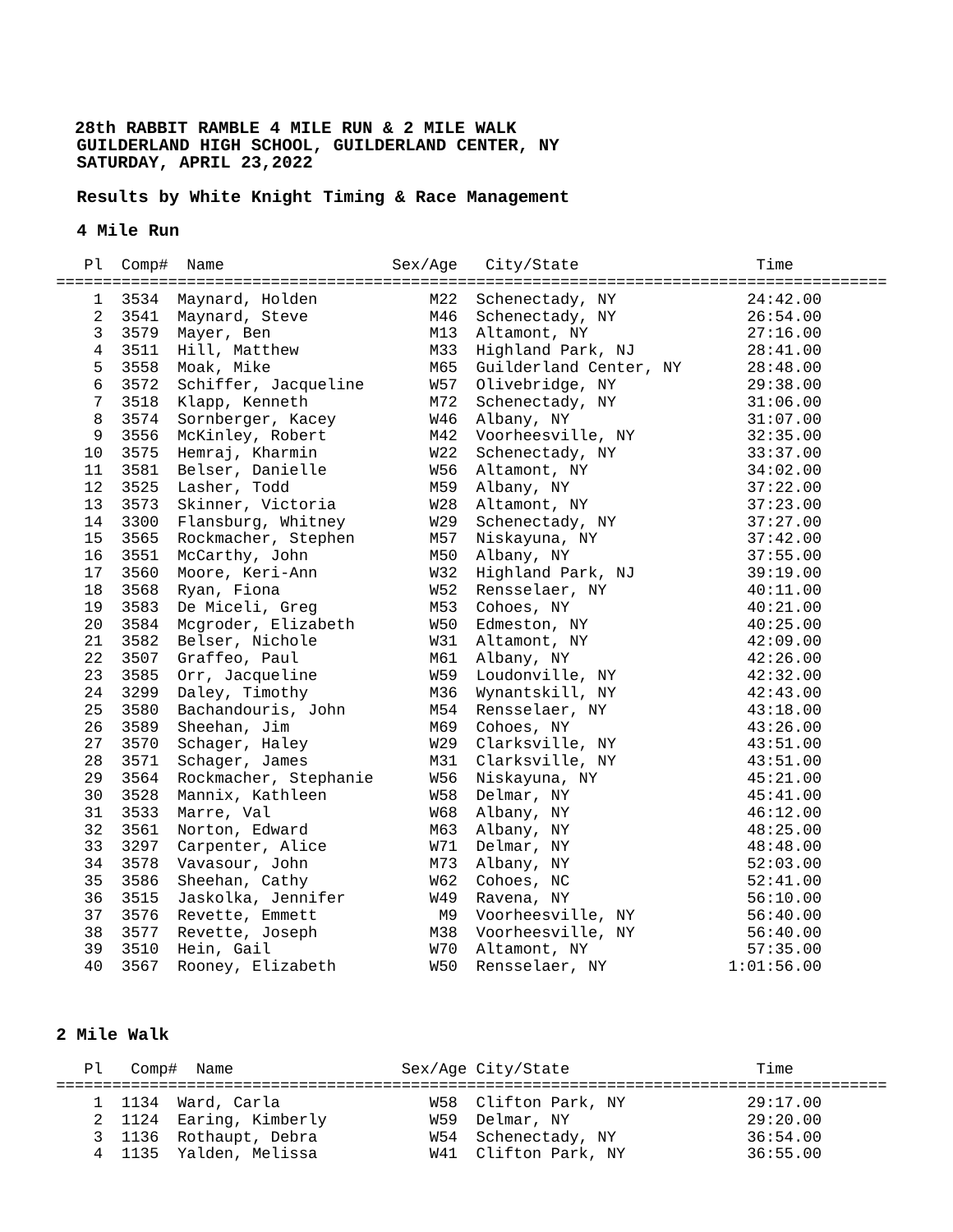**28th RABBIT RAMBLE 4 MILE RUN & 2 MILE WALK**
**GUILDERLAND HIGH SCHOOL, GUILDERLAND CENTER, NY**
**SATURDAY, APRIL 23,2022**

**Results by White Knight Timing & Race Management**

### 4 Mile Run

| Pl | Comp# | Name | Sex/Age | City/State | Time |
|---|---|---|---|---|---|
| 1 | 3534 | Maynard, Holden | M22 | Schenectady, NY | 24:42.00 |
| 2 | 3541 | Maynard, Steve | M46 | Schenectady, NY | 26:54.00 |
| 3 | 3579 | Mayer, Ben | M13 | Altamont, NY | 27:16.00 |
| 4 | 3511 | Hill, Matthew | M33 | Highland Park, NJ | 28:41.00 |
| 5 | 3558 | Moak, Mike | M65 | Guilderland Center, NY | 28:48.00 |
| 6 | 3572 | Schiffer, Jacqueline | W57 | Olivebridge, NY | 29:38.00 |
| 7 | 3518 | Klapp, Kenneth | M72 | Schenectady, NY | 31:06.00 |
| 8 | 3574 | Sornberger, Kacey | W46 | Albany, NY | 31:07.00 |
| 9 | 3556 | McKinley, Robert | M42 | Voorheesville, NY | 32:35.00 |
| 10 | 3575 | Hemraj, Kharmin | W22 | Schenectady, NY | 33:37.00 |
| 11 | 3581 | Belser, Danielle | W56 | Altamont, NY | 34:02.00 |
| 12 | 3525 | Lasher, Todd | M59 | Albany, NY | 37:22.00 |
| 13 | 3573 | Skinner, Victoria | W28 | Altamont, NY | 37:23.00 |
| 14 | 3300 | Flansburg, Whitney | W29 | Schenectady, NY | 37:27.00 |
| 15 | 3565 | Rockmacher, Stephen | M57 | Niskayuna, NY | 37:42.00 |
| 16 | 3551 | McCarthy, John | M50 | Albany, NY | 37:55.00 |
| 17 | 3560 | Moore, Keri-Ann | W32 | Highland Park, NJ | 39:19.00 |
| 18 | 3568 | Ryan, Fiona | W52 | Rensselaer, NY | 40:11.00 |
| 19 | 3583 | De Miceli, Greg | M53 | Cohoes, NY | 40:21.00 |
| 20 | 3584 | Mcgroder, Elizabeth | W50 | Edmeston, NY | 40:25.00 |
| 21 | 3582 | Belser, Nichole | W31 | Altamont, NY | 42:09.00 |
| 22 | 3507 | Graffeo, Paul | M61 | Albany, NY | 42:26.00 |
| 23 | 3585 | Orr, Jacqueline | W59 | Loudonville, NY | 42:32.00 |
| 24 | 3299 | Daley, Timothy | M36 | Wynantskill, NY | 42:43.00 |
| 25 | 3580 | Bachandouris, John | M54 | Rensselaer, NY | 43:18.00 |
| 26 | 3589 | Sheehan, Jim | M69 | Cohoes, NY | 43:26.00 |
| 27 | 3570 | Schager, Haley | W29 | Clarksville, NY | 43:51.00 |
| 28 | 3571 | Schager, James | M31 | Clarksville, NY | 43:51.00 |
| 29 | 3564 | Rockmacher, Stephanie | W56 | Niskayuna, NY | 45:21.00 |
| 30 | 3528 | Mannix, Kathleen | W58 | Delmar, NY | 45:41.00 |
| 31 | 3533 | Marre, Val | W68 | Albany, NY | 46:12.00 |
| 32 | 3561 | Norton, Edward | M63 | Albany, NY | 48:25.00 |
| 33 | 3297 | Carpenter, Alice | W71 | Delmar, NY | 48:48.00 |
| 34 | 3578 | Vavasour, John | M73 | Albany, NY | 52:03.00 |
| 35 | 3586 | Sheehan, Cathy | W62 | Cohoes, NC | 52:41.00 |
| 36 | 3515 | Jaskolka, Jennifer | W49 | Ravena, NY | 56:10.00 |
| 37 | 3576 | Revette, Emmett | M9 | Voorheesville, NY | 56:40.00 |
| 38 | 3577 | Revette, Joseph | M38 | Voorheesville, NY | 56:40.00 |
| 39 | 3510 | Hein, Gail | W70 | Altamont, NY | 57:35.00 |
| 40 | 3567 | Rooney, Elizabeth | W50 | Rensselaer, NY | 1:01:56.00 |

### 2 Mile Walk

| Pl | Comp# | Name | Sex/Age | City/State | Time |
|---|---|---|---|---|---|
| 1 | 1134 | Ward, Carla | W58 | Clifton Park, NY | 29:17.00 |
| 2 | 1124 | Earing, Kimberly | W59 | Delmar, NY | 29:20.00 |
| 3 | 1136 | Rothaupt, Debra | W54 | Schenectady, NY | 36:54.00 |
| 4 | 1135 | Yalden, Melissa | W41 | Clifton Park, NY | 36:55.00 |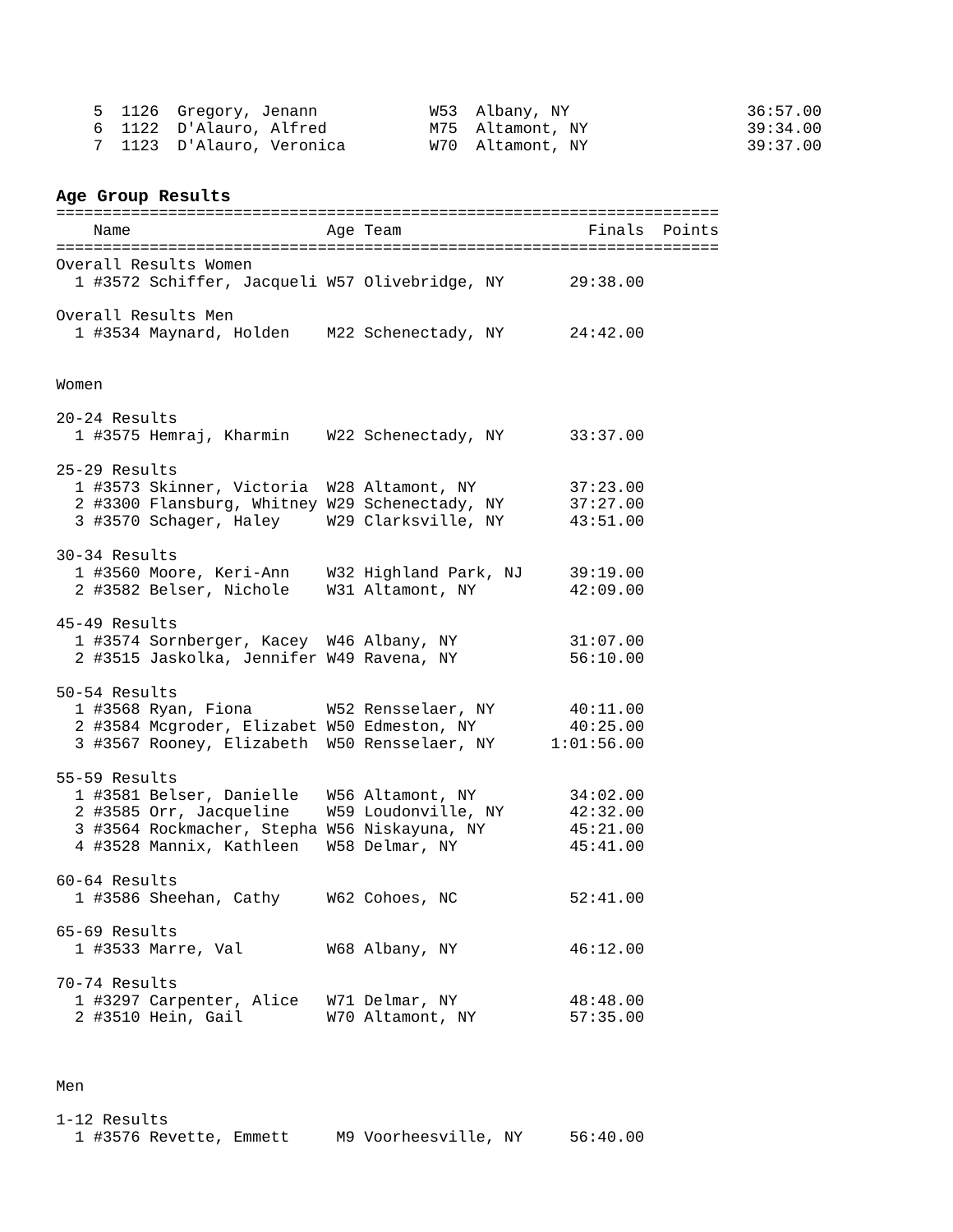| | | | | |
|---|---|---|---|---|
| 5 | 1126 | Gregory, Jenann | W53 | Albany, NY | 36:57.00 |
| 6 | 1122 | D'Alauro, Alfred | M75 | Altamont, NY | 39:34.00 |
| 7 | 1123 | D'Alauro, Veronica | W70 | Altamont, NY | 39:37.00 |

## Age Group Results

| Place | Bib | Name | Age | Team | Finals | Points |
|---|---|---|---|---|---|---|
| **Overall Results Women** | | | | | | |
| 1 | #3572 | Schiffer, Jacqueli | W57 | Olivebridge, NY | 29:38.00 | |
| **Overall Results Men** | | | | | | |
| 1 | #3534 | Maynard, Holden | M22 | Schenectady, NY | 24:42.00 | |
| **Women** | | | | | | |
| **20-24 Results** | | | | | | |
| 1 | #3575 | Hemraj, Kharmin | W22 | Schenectady, NY | 33:37.00 | |
| **25-29 Results** | | | | | | |
| 1 | #3573 | Skinner, Victoria | W28 | Altamont, NY | 37:23.00 | |
| 2 | #3300 | Flansburg, Whitney | W29 | Schenectady, NY | 37:27.00 | |
| 3 | #3570 | Schager, Haley | W29 | Clarksville, NY | 43:51.00 | |
| **30-34 Results** | | | | | | |
| 1 | #3560 | Moore, Keri-Ann | W32 | Highland Park, NJ | 39:19.00 | |
| 2 | #3582 | Belser, Nichole | W31 | Altamont, NY | 42:09.00 | |
| **45-49 Results** | | | | | | |
| 1 | #3574 | Sornberger, Kacey | W46 | Albany, NY | 31:07.00 | |
| 2 | #3515 | Jaskolka, Jennifer | W49 | Ravena, NY | 56:10.00 | |
| **50-54 Results** | | | | | | |
| 1 | #3568 | Ryan, Fiona | W52 | Rensselaer, NY | 40:11.00 | |
| 2 | #3584 | Mcgroder, Elizabet | W50 | Edmeston, NY | 40:25.00 | |
| 3 | #3567 | Rooney, Elizabeth | W50 | Rensselaer, NY | 1:01:56.00 | |
| **55-59 Results** | | | | | | |
| 1 | #3581 | Belser, Danielle | W56 | Altamont, NY | 34:02.00 | |
| 2 | #3585 | Orr, Jacqueline | W59 | Loudonville, NY | 42:32.00 | |
| 3 | #3564 | Rockmacher, Stepha | W56 | Niskayuna, NY | 45:21.00 | |
| 4 | #3528 | Mannix, Kathleen | W58 | Delmar, NY | 45:41.00 | |
| **60-64 Results** | | | | | | |
| 1 | #3586 | Sheehan, Cathy | W62 | Cohoes, NC | 52:41.00 | |
| **65-69 Results** | | | | | | |
| 1 | #3533 | Marre, Val | W68 | Albany, NY | 46:12.00 | |
| **70-74 Results** | | | | | | |
| 1 | #3297 | Carpenter, Alice | W71 | Delmar, NY | 48:48.00 | |
| 2 | #3510 | Hein, Gail | W70 | Altamont, NY | 57:35.00 | |
| **Men** | | | | | | |
| **1-12 Results** | | | | | | |
| 1 | #3576 | Revette, Emmett | M9 | Voorheesville, NY | 56:40.00 | |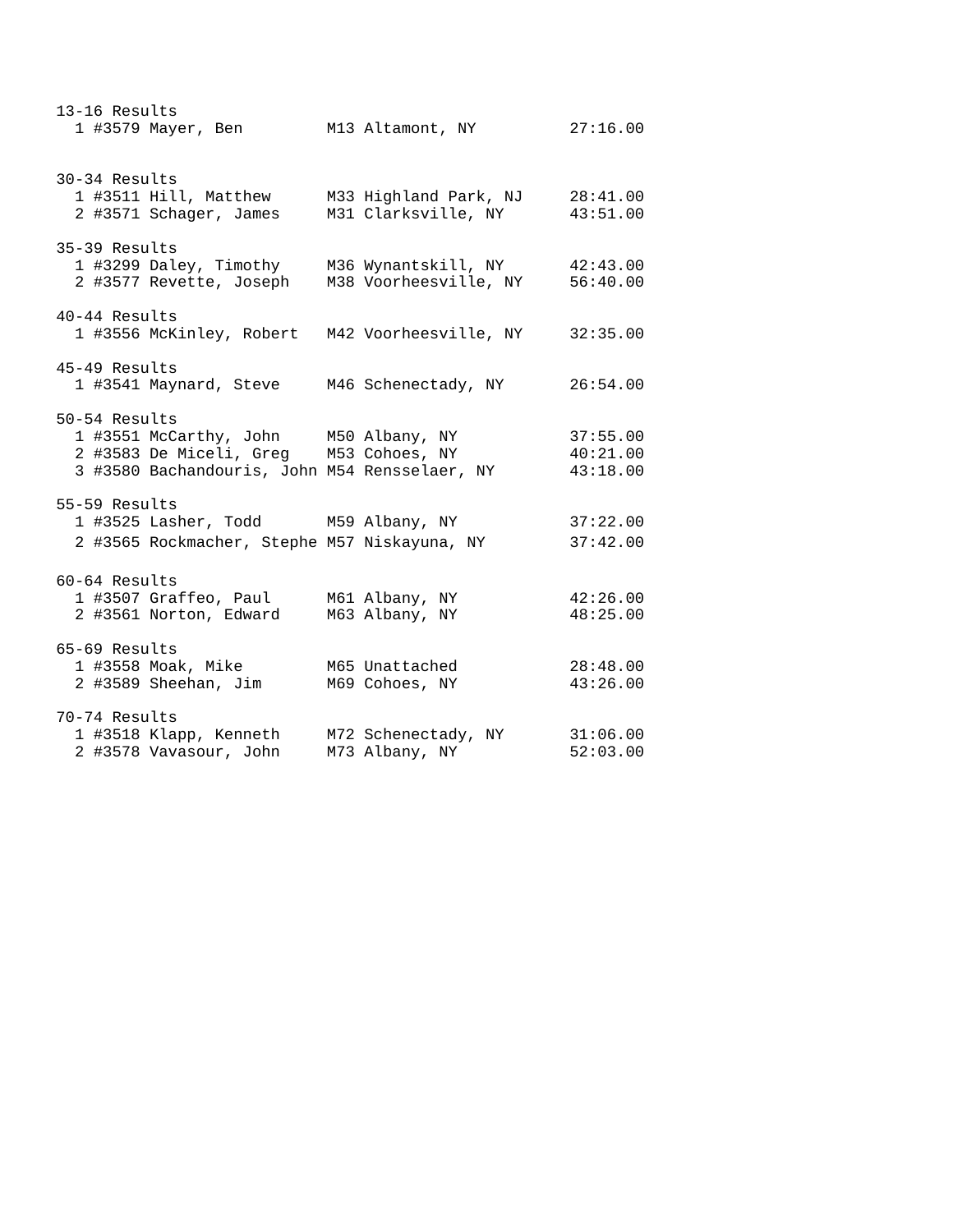13-16 Results

| | | | | |
|---|---|---|---|---|
| 1 | #3579 | Mayer, Ben | M13 Altamont, NY | 27:16.00 |

30-34 Results

| | | | | |
|---|---|---|---|---|
| 1 | #3511 | Hill, Matthew | M33 Highland Park, NJ | 28:41.00 |
| 2 | #3571 | Schager, James | M31 Clarksville, NY | 43:51.00 |

35-39 Results

| | | | | |
|---|---|---|---|---|
| 1 | #3299 | Daley, Timothy | M36 Wynantskill, NY | 42:43.00 |
| 2 | #3577 | Revette, Joseph | M38 Voorheesville, NY | 56:40.00 |

40-44 Results

| | | | | |
|---|---|---|---|---|
| 1 | #3556 | McKinley, Robert | M42 Voorheesville, NY | 32:35.00 |

45-49 Results

| | | | | |
|---|---|---|---|---|
| 1 | #3541 | Maynard, Steve | M46 Schenectady, NY | 26:54.00 |

50-54 Results

| | | | | |
|---|---|---|---|---|
| 1 | #3551 | McCarthy, John | M50 Albany, NY | 37:55.00 |
| 2 | #3583 | De Miceli, Greg | M53 Cohoes, NY | 40:21.00 |
| 3 | #3580 | Bachandouris, John | M54 Rensselaer, NY | 43:18.00 |

55-59 Results

| | | | | |
|---|---|---|---|---|
| 1 | #3525 | Lasher, Todd | M59 Albany, NY | 37:22.00 |
| 2 | #3565 | Rockmacher, Stephe | M57 Niskayuna, NY | 37:42.00 |

60-64 Results

| | | | | |
|---|---|---|---|---|
| 1 | #3507 | Graffeo, Paul | M61 Albany, NY | 42:26.00 |
| 2 | #3561 | Norton, Edward | M63 Albany, NY | 48:25.00 |

65-69 Results

| | | | | |
|---|---|---|---|---|
| 1 | #3558 | Moak, Mike | M65 Unattached | 28:48.00 |
| 2 | #3589 | Sheehan, Jim | M69 Cohoes, NY | 43:26.00 |

70-74 Results

| | | | | |
|---|---|---|---|---|
| 1 | #3518 | Klapp, Kenneth | M72 Schenectady, NY | 31:06.00 |
| 2 | #3578 | Vavasour, John | M73 Albany, NY | 52:03.00 |